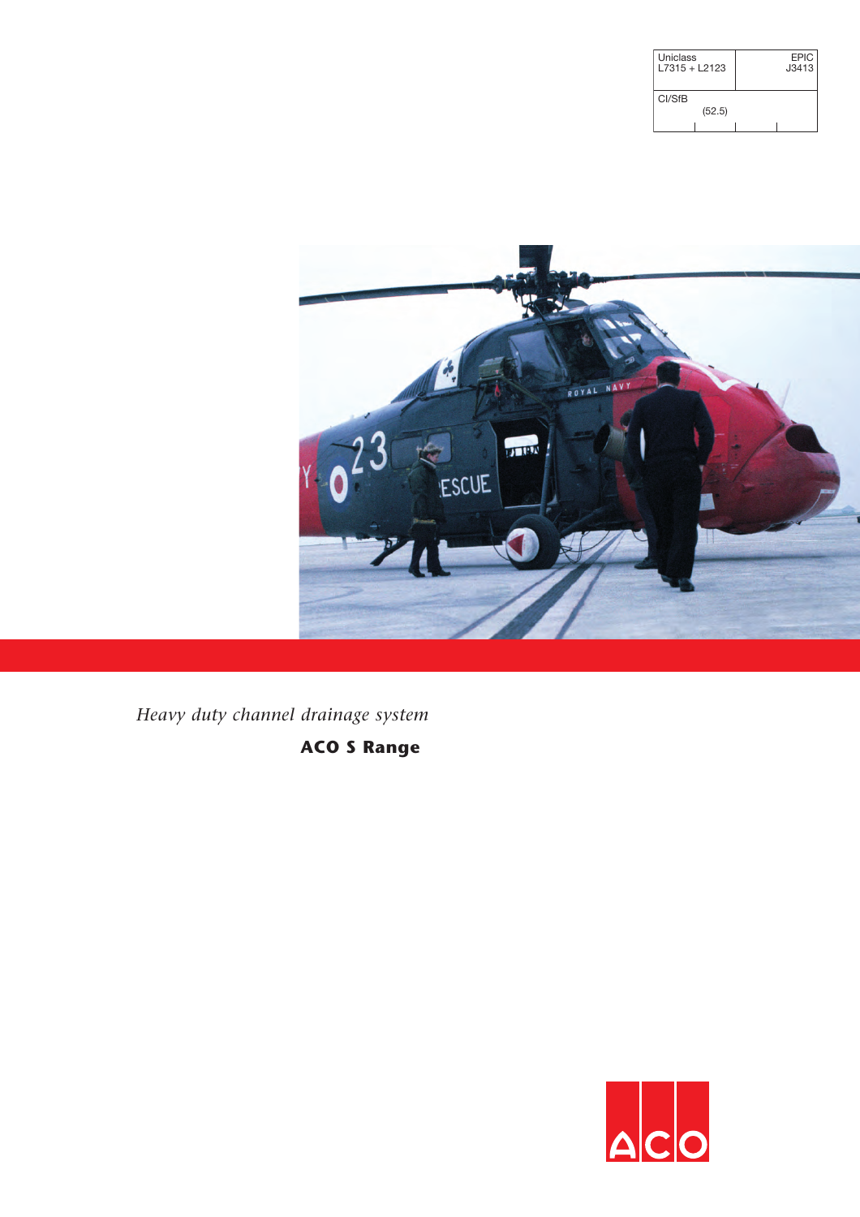| Uniclass L7315 + L2123 | EPIC J3413 |
|---|---|
| CI/SfB (52.5) | |

*Heavy duty channel drainage system*

**ACO S Range**

ACO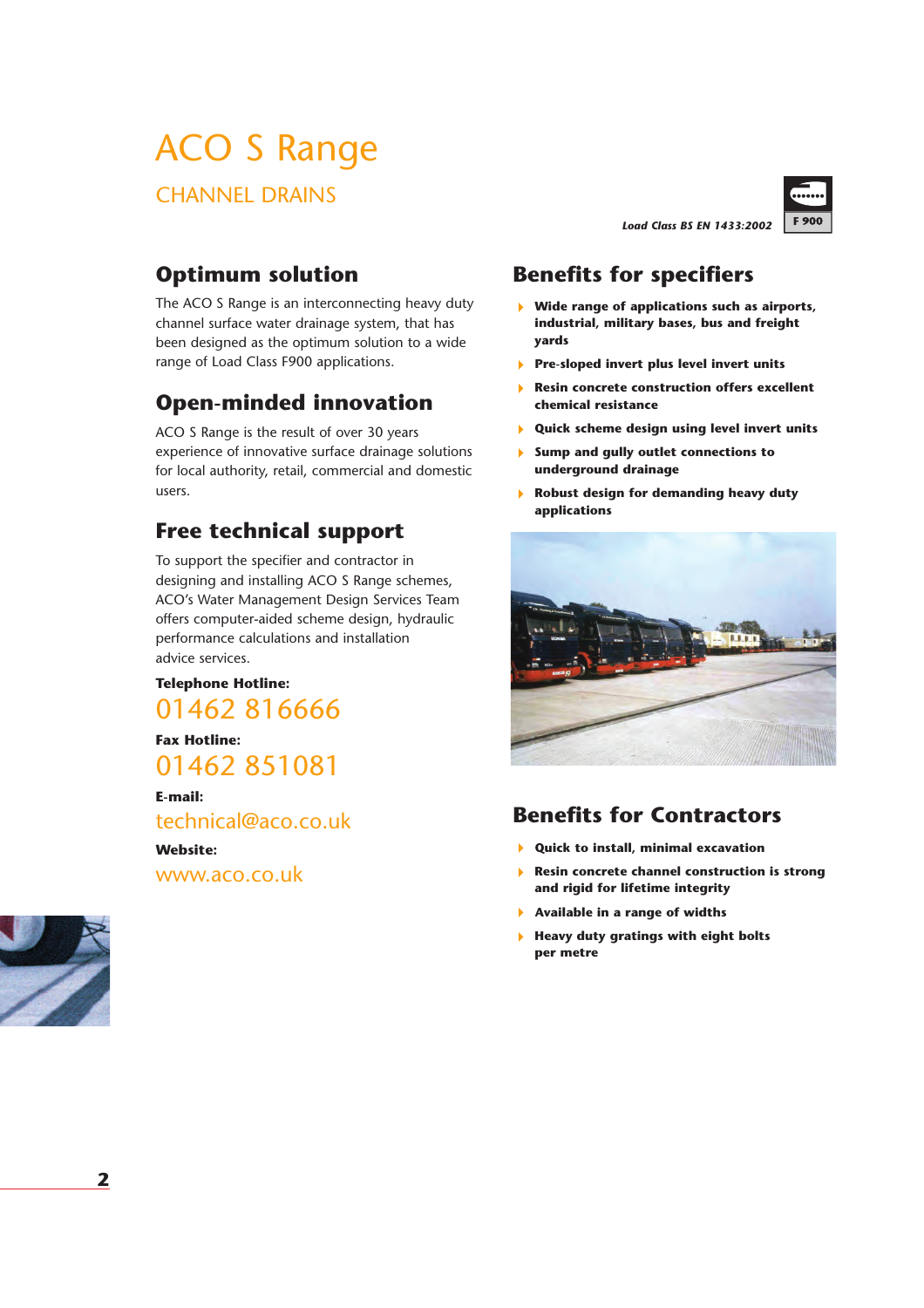# ACO S Range

## CHANNEL DRAINS

*Load Class BS EN 1433:2002* F 900

## Optimum solution

The ACO S Range is an interconnecting heavy duty channel surface water drainage system, that has been designed as the optimum solution to a wide range of Load Class F900 applications.

## Open-minded innovation

ACO S Range is the result of over 30 years experience of innovative surface drainage solutions for local authority, retail, commercial and domestic users.

## Free technical support

To support the specifier and contractor in designing and installing ACO S Range schemes, ACO's Water Management Design Services Team offers computer-aided scheme design, hydraulic performance calculations and installation advice services.

**Telephone Hotline:**
01462 816666

**Fax Hotline:**
01462 851081

**E-mail:**
technical@aco.co.uk

**Website:**
www.aco.co.uk

## Benefits for specifiers

- **Wide range of applications such as airports, industrial, military bases, bus and freight yards**
- **Pre-sloped invert plus level invert units**
- **Resin concrete construction offers excellent chemical resistance**
- **Quick scheme design using level invert units**
- **Sump and gully outlet connections to underground drainage**
- **Robust design for demanding heavy duty applications**

## Benefits for Contractors

- **Quick to install, minimal excavation**
- **Resin concrete channel construction is strong and rigid for lifetime integrity**
- **Available in a range of widths**
- **Heavy duty gratings with eight bolts per metre**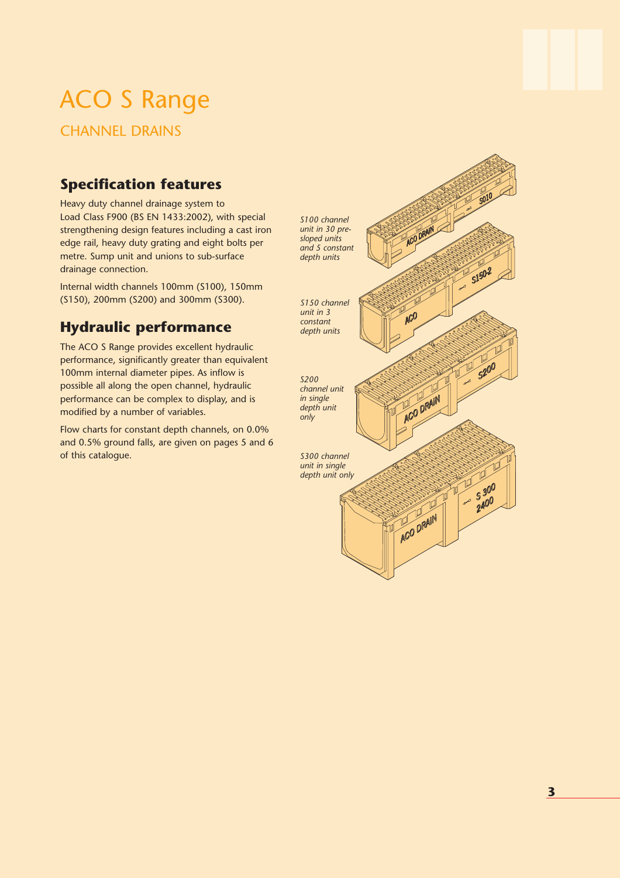# ACO S Range

## CHANNEL DRAINS

### Specification features

Heavy duty channel drainage system to Load Class F900 (BS EN 1433:2002), with special strengthening design features including a cast iron edge rail, heavy duty grating and eight bolts per metre. Sump unit and unions to sub-surface drainage connection.

Internal width channels 100mm (S100), 150mm (S150), 200mm (S200) and 300mm (S300).

### Hydraulic performance

The ACO S Range provides excellent hydraulic performance, significantly greater than equivalent 100mm internal diameter pipes. As inflow is possible all along the open channel, hydraulic performance can be complex to display, and is modified by a number of variables.

Flow charts for constant depth channels, on 0.0% and 0.5% ground falls, are given on pages 5 and 6 of this catalogue.

*S100 channel unit in 30 pre-sloped units and 5 constant depth units*

*S150 channel unit in 3 constant depth units*

*S200 channel unit in single depth unit only*

*S300 channel unit in single depth unit only*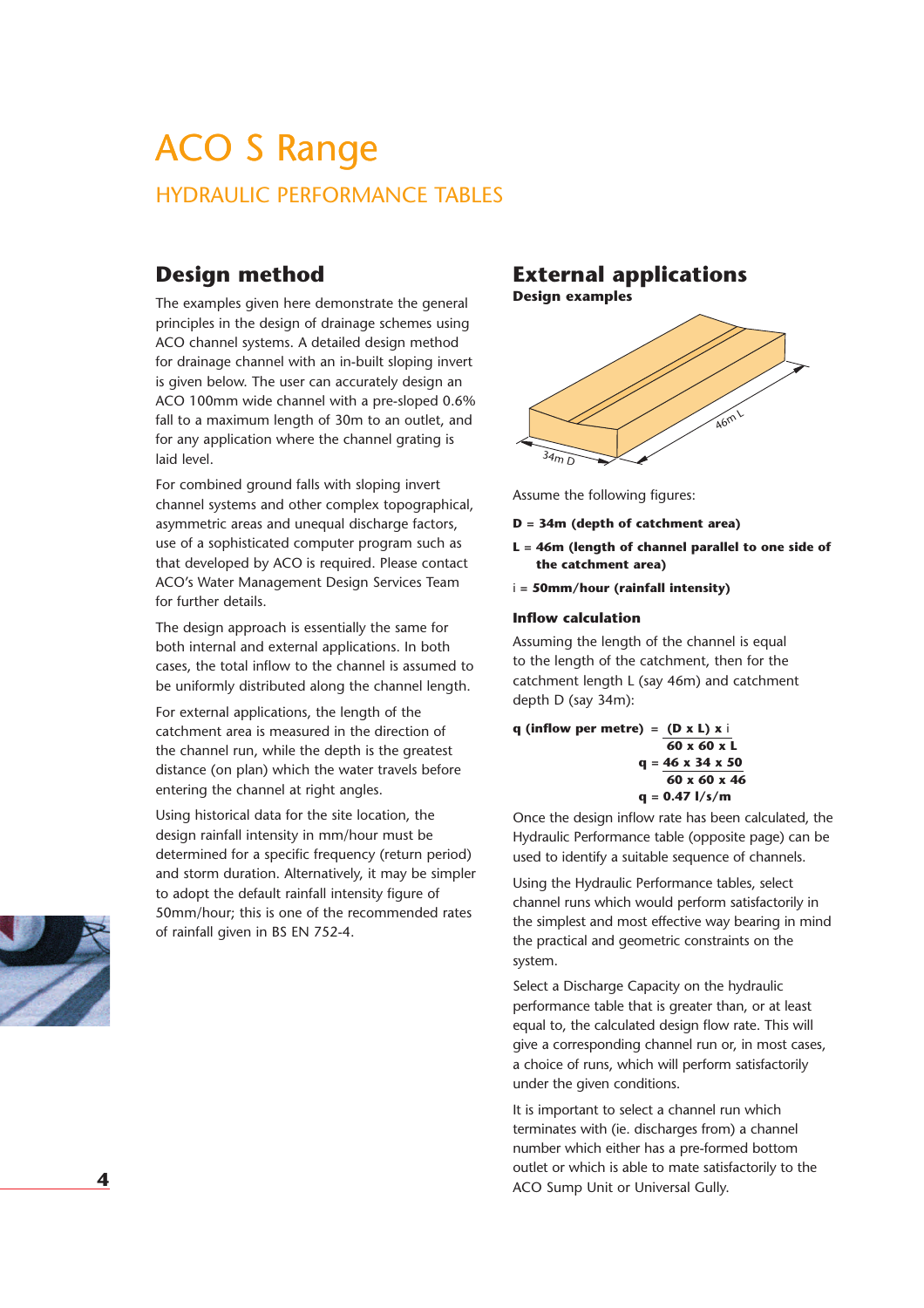# ACO S Range

## HYDRAULIC PERFORMANCE TABLES

## Design method

The examples given here demonstrate the general principles in the design of drainage schemes using ACO channel systems. A detailed design method for drainage channel with an in-built sloping invert is given below. The user can accurately design an ACO 100mm wide channel with a pre-sloped 0.6% fall to a maximum length of 30m to an outlet, and for any application where the channel grating is laid level.

For combined ground falls with sloping invert channel systems and other complex topographical, asymmetric areas and unequal discharge factors, use of a sophisticated computer program such as that developed by ACO is required. Please contact ACO's Water Management Design Services Team for further details.

The design approach is essentially the same for both internal and external applications. In both cases, the total inflow to the channel is assumed to be uniformly distributed along the channel length.

For external applications, the length of the catchment area is measured in the direction of the channel run, while the depth is the greatest distance (on plan) which the water travels before entering the channel at right angles.

Using historical data for the site location, the design rainfall intensity in mm/hour must be determined for a specific frequency (return period) and storm duration. Alternatively, it may be simpler to adopt the default rainfall intensity figure of 50mm/hour; this is one of the recommended rates of rainfall given in BS EN 752-4.

## External applications

**Design examples**

34m D

46m L

Assume the following figures:

**D = 34m (depth of catchment area)**

**L = 46m (length of channel parallel to one side of the catchment area)**

i = **50mm/hour (rainfall intensity)**

### Inflow calculation

Assuming the length of the channel is equal to the length of the catchment, then for the catchment length L (say 46m) and catchment depth D (say 34m):

$$\textbf{q (inflow per metre)} = \frac{(D \times L) \times i}{60 \times 60 \times L}$$

$$q = \frac{46 \times 34 \times 50}{60 \times 60 \times 46}$$

$$q = 0.47 \text{ l/s/m}$$

Once the design inflow rate has been calculated, the Hydraulic Performance table (opposite page) can be used to identify a suitable sequence of channels.

Using the Hydraulic Performance tables, select channel runs which would perform satisfactorily in the simplest and most effective way bearing in mind the practical and geometric constraints on the system.

Select a Discharge Capacity on the hydraulic performance table that is greater than, or at least equal to, the calculated design flow rate. This will give a corresponding channel run or, in most cases, a choice of runs, which will perform satisfactorily under the given conditions.

It is important to select a channel run which terminates with (ie. discharges from) a channel number which either has a pre-formed bottom outlet or which is able to mate satisfactorily to the ACO Sump Unit or Universal Gully.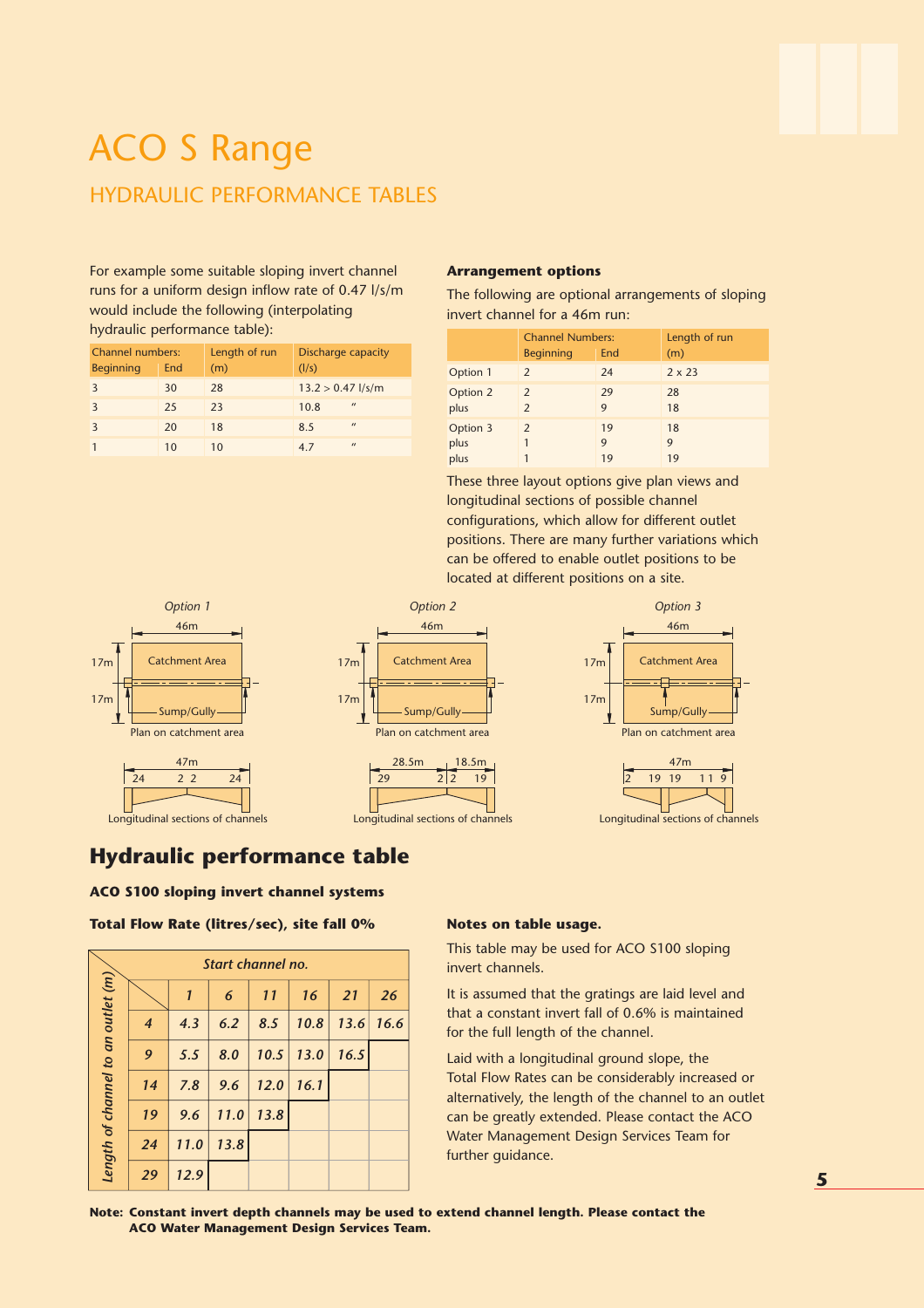# ACO S Range

## HYDRAULIC PERFORMANCE TABLES

For example some suitable sloping invert channel runs for a uniform design inflow rate of 0.47 l/s/m would include the following (interpolating hydraulic performance table):

| Channel numbers: Beginning | End | Length of run (m) | Discharge capacity (l/s) |
|---|---|---|---|
| 3 | 30 | 28 | 13.2 > 0.47 l/s/m |
| 3 | 25 | 23 | 10.8 " |
| 3 | 20 | 18 | 8.5 " |
| 1 | 10 | 10 | 4.7 " |

**Arrangement options**

The following are optional arrangements of sloping invert channel for a 46m run:

| | Channel Numbers: Beginning | End | Length of run (m) |
|---|---|---|---|
| Option 1 | 2 | 24 | 2 x 23 |
| Option 2 | 2 | 29 | 28 |
| plus | 2 | 9 | 18 |
| Option 3 | 2 | 19 | 18 |
| plus | 1 | 9 | 9 |
| plus | 1 | 19 | 19 |

These three layout options give plan views and longitudinal sections of possible channel configurations, which allow for different outlet positions. There are many further variations which can be offered to enable outlet positions to be located at different positions on a site.

*Option 1*

46m; 17m; 17m; Catchment Area; Sump/Gully

Plan on catchment area

47m; 24; 2 2; 24

Longitudinal sections of channels

*Option 2*

46m; 17m; 17m; Catchment Area; Sump/Gully

Plan on catchment area

28.5m; 18.5m; 29; 2; 2; 19

Longitudinal sections of channels

*Option 3*

46m; 17m; 17m; Catchment Area; Sump/Gully

Plan on catchment area

47m; 2; 19; 19; 1 1; 9

Longitudinal sections of channels

## Hydraulic performance table

**ACO S100 sloping invert channel systems**

**Total Flow Rate (litres/sec), site fall 0%**

| *Length of channel to an outlet (m)* | *Start channel no.* | | | | | |
|---|---|---|---|---|---|---|
| | ***1*** | ***6*** | ***11*** | ***16*** | ***21*** | ***26*** |
| ***4*** | *4.3* | *6.2* | *8.5* | *10.8* | *13.6* | *16.6* |
| ***9*** | *5.5* | *8.0* | *10.5* | *13.0* | *16.5* | |
| ***14*** | *7.8* | *9.6* | *12.0* | *16.1* | | |
| ***19*** | *9.6* | *11.0* | *13.8* | | | |
| ***24*** | *11.0* | *13.8* | | | | |
| ***29*** | *12.9* | | | | | |

**Notes on table usage.**

This table may be used for ACO S100 sloping invert channels.

It is assumed that the gratings are laid level and that a constant invert fall of 0.6% is maintained for the full length of the channel.

Laid with a longitudinal ground slope, the Total Flow Rates can be considerably increased or alternatively, the length of the channel to an outlet can be greatly extended. Please contact the ACO Water Management Design Services Team for further guidance.

**Note: Constant invert depth channels may be used to extend channel length. Please contact the ACO Water Management Design Services Team.**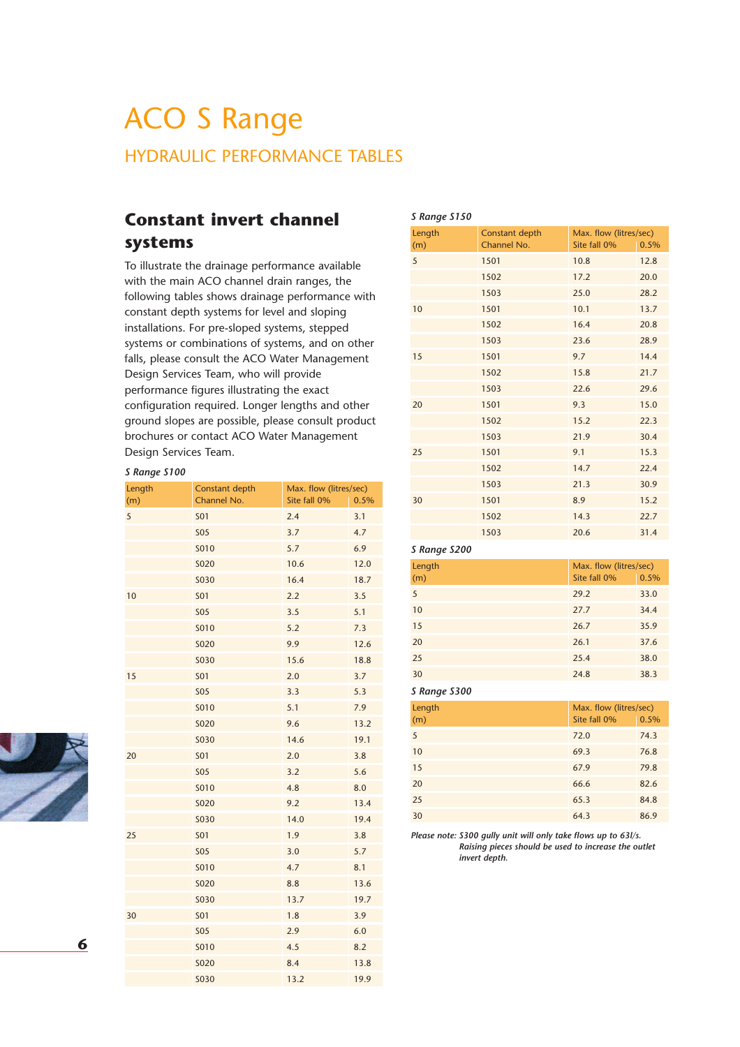# ACO S Range

## HYDRAULIC PERFORMANCE TABLES

### Constant invert channel systems

To illustrate the drainage performance available with the main ACO channel drain ranges, the following tables shows drainage performance with constant depth systems for level and sloping installations. For pre-sloped systems, stepped systems or combinations of systems, and on other falls, please consult the ACO Water Management Design Services Team, who will provide performance figures illustrating the exact configuration required. Longer lengths and other ground slopes are possible, please consult product brochures or contact ACO Water Management Design Services Team.

*S Range S100*

| Length (m) | Constant depth Channel No. | Max. flow (litres/sec) Site fall 0% | 0.5% |
|---|---|---|---|
| 5 | S01 | 2.4 | 3.1 |
| | S05 | 3.7 | 4.7 |
| | S010 | 5.7 | 6.9 |
| | S020 | 10.6 | 12.0 |
| | S030 | 16.4 | 18.7 |
| 10 | S01 | 2.2 | 3.5 |
| | S05 | 3.5 | 5.1 |
| | S010 | 5.2 | 7.3 |
| | S020 | 9.9 | 12.6 |
| | S030 | 15.6 | 18.8 |
| 15 | S01 | 2.0 | 3.7 |
| | S05 | 3.3 | 5.3 |
| | S010 | 5.1 | 7.9 |
| | S020 | 9.6 | 13.2 |
| | S030 | 14.6 | 19.1 |
| 20 | S01 | 2.0 | 3.8 |
| | S05 | 3.2 | 5.6 |
| | S010 | 4.8 | 8.0 |
| | S020 | 9.2 | 13.4 |
| | S030 | 14.0 | 19.4 |
| 25 | S01 | 1.9 | 3.8 |
| | S05 | 3.0 | 5.7 |
| | S010 | 4.7 | 8.1 |
| | S020 | 8.8 | 13.6 |
| | S030 | 13.7 | 19.7 |
| 30 | S01 | 1.8 | 3.9 |
| | S05 | 2.9 | 6.0 |
| | S010 | 4.5 | 8.2 |
| | S020 | 8.4 | 13.8 |
| | S030 | 13.2 | 19.9 |

*S Range S150*

| Length (m) | Constant depth Channel No. | Max. flow (litres/sec) Site fall 0% | 0.5% |
|---|---|---|---|
| 5 | 1501 | 10.8 | 12.8 |
| | 1502 | 17.2 | 20.0 |
| | 1503 | 25.0 | 28.2 |
| 10 | 1501 | 10.1 | 13.7 |
| | 1502 | 16.4 | 20.8 |
| | 1503 | 23.6 | 28.9 |
| 15 | 1501 | 9.7 | 14.4 |
| | 1502 | 15.8 | 21.7 |
| | 1503 | 22.6 | 29.6 |
| 20 | 1501 | 9.3 | 15.0 |
| | 1502 | 15.2 | 22.3 |
| | 1503 | 21.9 | 30.4 |
| 25 | 1501 | 9.1 | 15.3 |
| | 1502 | 14.7 | 22.4 |
| | 1503 | 21.3 | 30.9 |
| 30 | 1501 | 8.9 | 15.2 |
| | 1502 | 14.3 | 22.7 |
| | 1503 | 20.6 | 31.4 |

*S Range S200*

| Length (m) | Max. flow (litres/sec) Site fall 0% | 0.5% |
|---|---|---|
| 5 | 29.2 | 33.0 |
| 10 | 27.7 | 34.4 |
| 15 | 26.7 | 35.9 |
| 20 | 26.1 | 37.6 |
| 25 | 25.4 | 38.0 |
| 30 | 24.8 | 38.3 |

*S Range S300*

| Length (m) | Max. flow (litres/sec) Site fall 0% | 0.5% |
|---|---|---|
| 5 | 72.0 | 74.3 |
| 10 | 69.3 | 76.8 |
| 15 | 67.9 | 79.8 |
| 20 | 66.6 | 82.6 |
| 25 | 65.3 | 84.8 |
| 30 | 64.3 | 86.9 |

*Please note: S300 gully unit will only take flows up to 63l/s. Raising pieces should be used to increase the outlet invert depth.*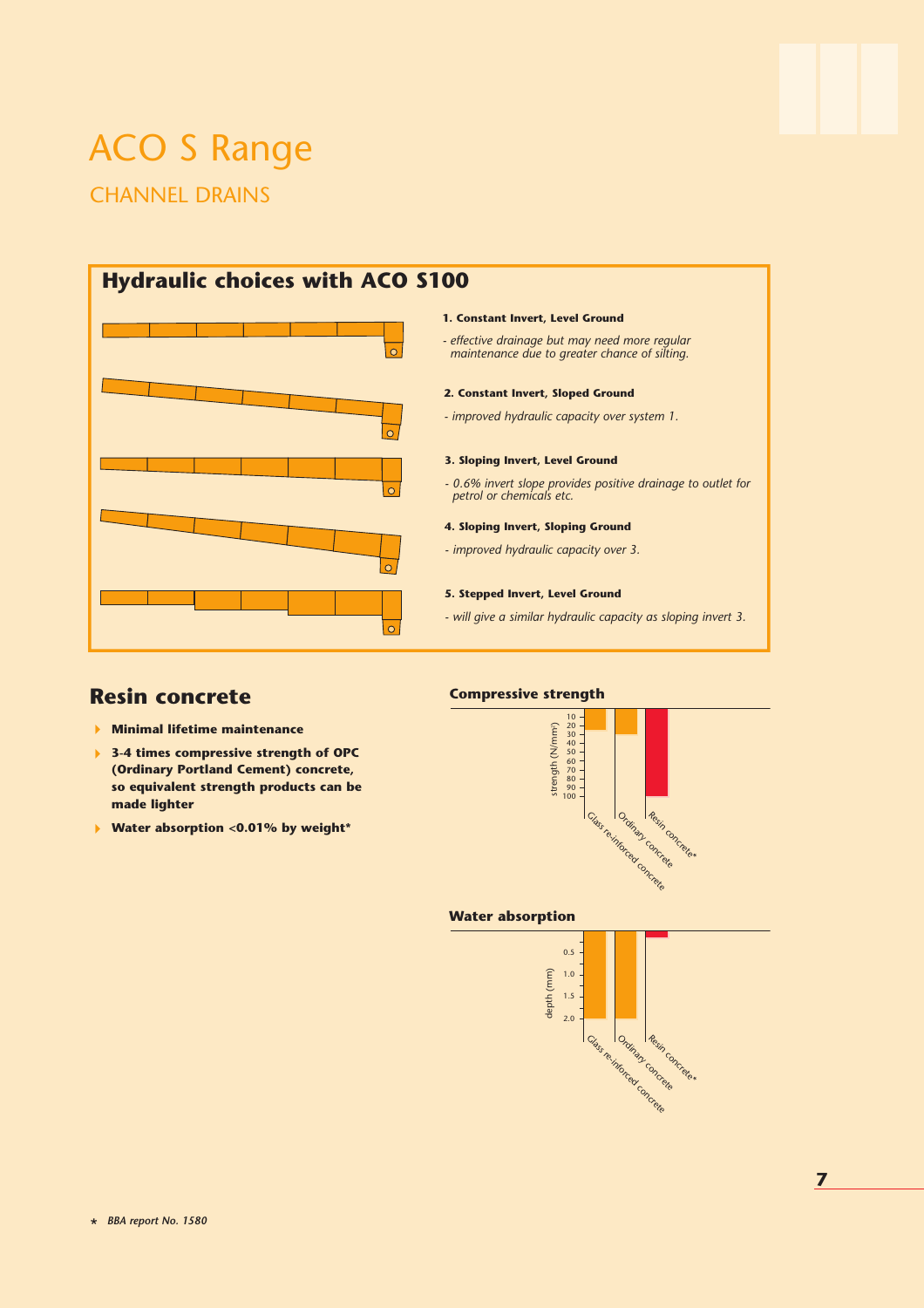# ACO S Range

## CHANNEL DRAINS

## Hydraulic choices with ACO S100

**1. Constant Invert, Level Ground**

*- effective drainage but may need more regular maintenance due to greater chance of silting.*

**2. Constant Invert, Sloped Ground**

*- improved hydraulic capacity over system 1.*

**3. Sloping Invert, Level Ground**

*- 0.6% invert slope provides positive drainage to outlet for petrol or chemicals etc.*

**4. Sloping Invert, Sloping Ground**

*- improved hydraulic capacity over 3.*

**5. Stepped Invert, Level Ground**

*- will give a similar hydraulic capacity as sloping invert 3.*

## Resin concrete

- **Minimal lifetime maintenance**
- **3-4 times compressive strength of OPC (Ordinary Portland Cement) concrete, so equivalent strength products can be made lighter**
- **Water absorption <0.01% by weight***

### Compressive strength

strength (N/mm²): 10, 20, 30, 40, 50, 60, 70, 80, 90, 100

Glass re-inforced concrete · Ordinary concrete · Resin concrete*

### Water absorption

depth (mm): 0.5, 1.0, 1.5, 2.0

Glass re-inforced concrete · Ordinary concrete · Resin concrete*

* *BBA report No. 1580*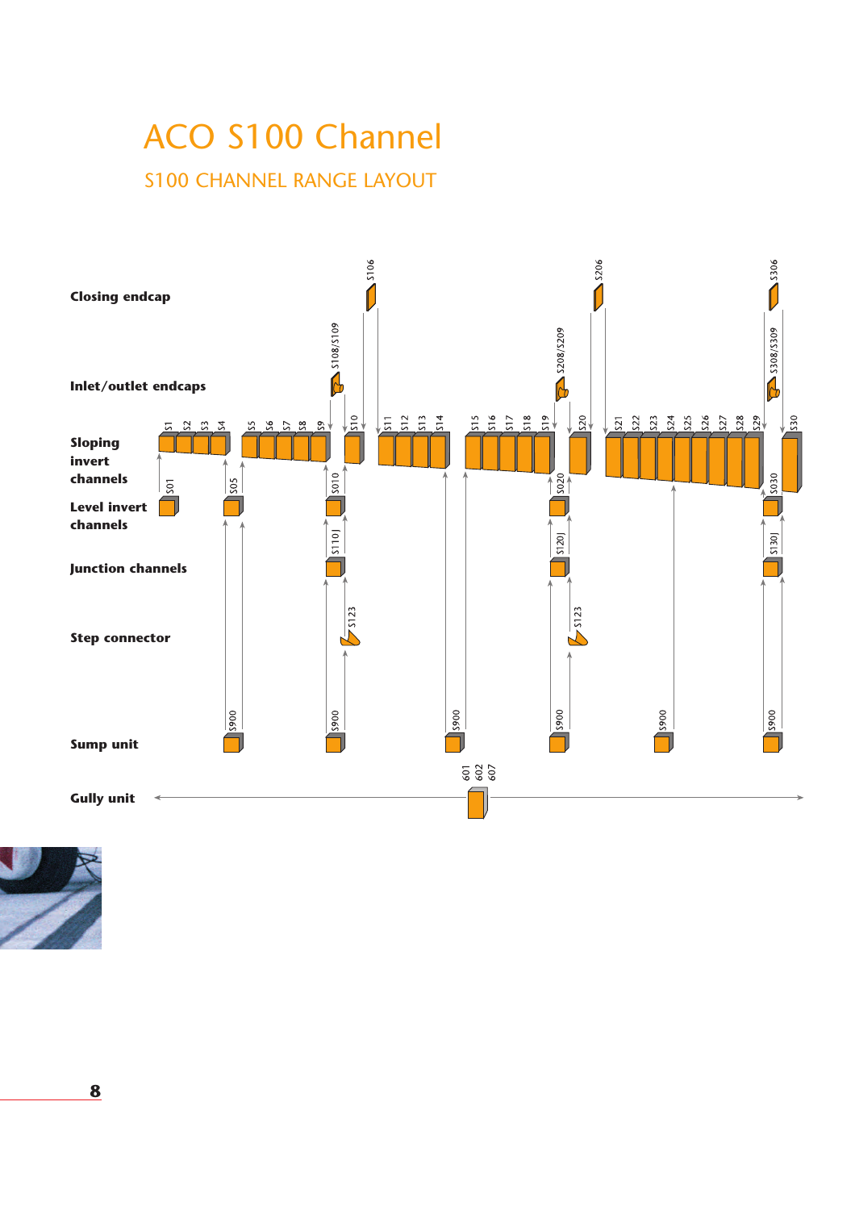# ACO S100 Channel

## S100 CHANNEL RANGE LAYOUT

**Closing endcap**

S106 S206 S306

**Inlet/outlet endcaps**

S108/S109 S208/S209 S308/S309

**Sloping invert channels**

S1 S2 S3 S4 S5 S6 S7 S8 S9 S10 S11 S12 S13 S14 S15 S16 S17 S18 S19 S20 S21 S22 S23 S24 S25 S26 S27 S28 S29 S30

**Level invert channels**

S01 S05 S010 S020 S030

**Junction channels**

S110J S120J S130J

**Step connector**

S123 S123

**Sump unit**

S900 S900 S900 S900 S900 S900

**Gully unit**

601 602 607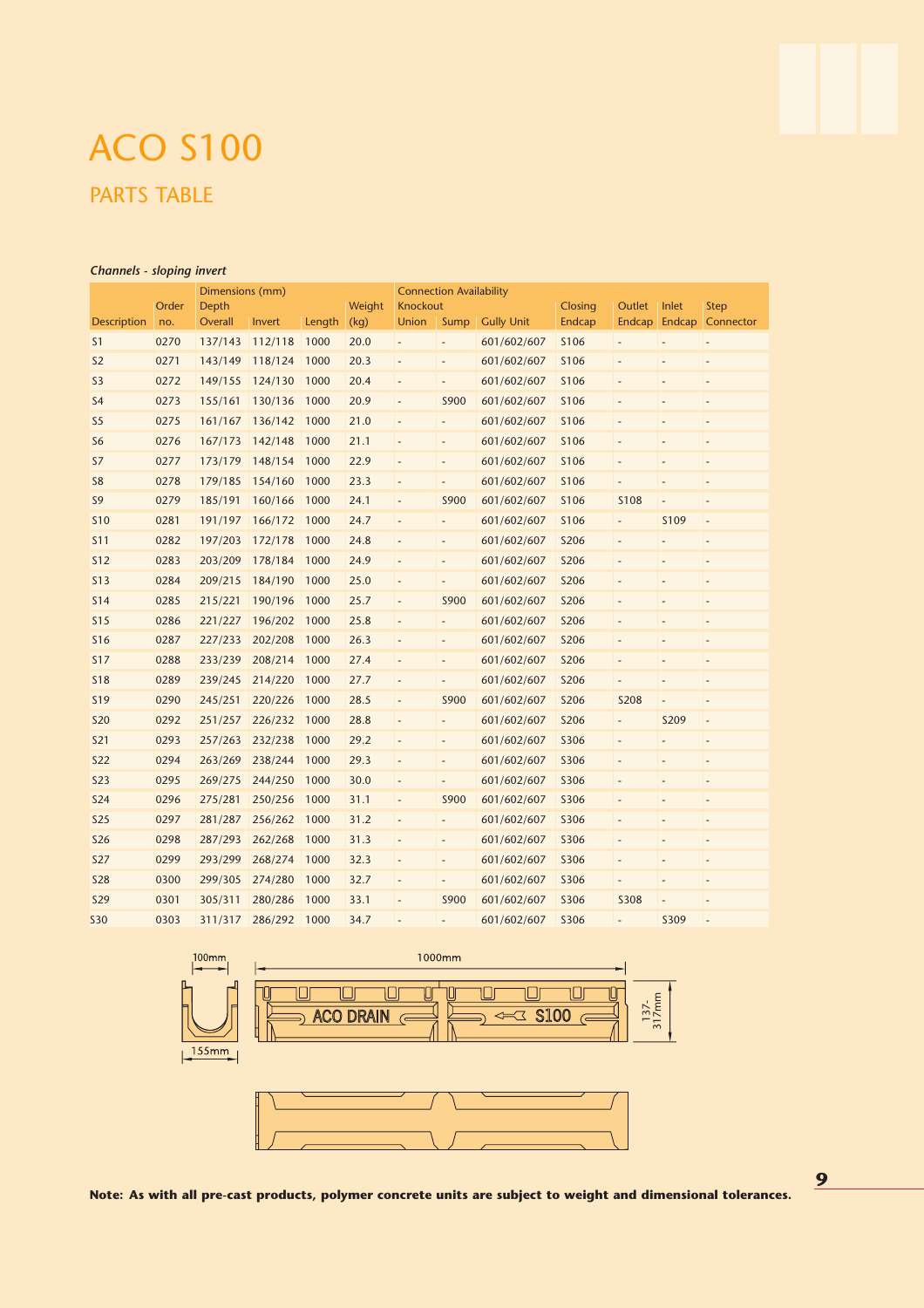# ACO S100

## PARTS TABLE

***Channels - sloping invert***

| | | Dimensions (mm) | | | | Connection Availability | | | | | | |
|---|---|---|---|---|---|---|---|---|---|---|---|---|
| | Order | Depth | | | Weight | Knockout | | | Closing | Outlet | Inlet | Step |
| Description | no. | Overall | Invert | Length | (kg) | Union | Sump | Gully Unit | Endcap | Endcap | Endcap | Connector |
| S1 | 0270 | 137/143 | 112/118 | 1000 | 20.0 | - | - | 601/602/607 | S106 | - | - | - |
| S2 | 0271 | 143/149 | 118/124 | 1000 | 20.3 | - | - | 601/602/607 | S106 | - | - | - |
| S3 | 0272 | 149/155 | 124/130 | 1000 | 20.4 | - | - | 601/602/607 | S106 | - | - | - |
| S4 | 0273 | 155/161 | 130/136 | 1000 | 20.9 | - | S900 | 601/602/607 | S106 | - | - | - |
| S5 | 0275 | 161/167 | 136/142 | 1000 | 21.0 | - | - | 601/602/607 | S106 | - | - | - |
| S6 | 0276 | 167/173 | 142/148 | 1000 | 21.1 | - | - | 601/602/607 | S106 | - | - | - |
| S7 | 0277 | 173/179 | 148/154 | 1000 | 22.9 | - | - | 601/602/607 | S106 | - | - | - |
| S8 | 0278 | 179/185 | 154/160 | 1000 | 23.3 | - | - | 601/602/607 | S106 | - | - | - |
| S9 | 0279 | 185/191 | 160/166 | 1000 | 24.1 | - | S900 | 601/602/607 | S106 | S108 | - | - |
| S10 | 0281 | 191/197 | 166/172 | 1000 | 24.7 | - | - | 601/602/607 | S106 | - | S109 | - |
| S11 | 0282 | 197/203 | 172/178 | 1000 | 24.8 | - | - | 601/602/607 | S206 | - | - | - |
| S12 | 0283 | 203/209 | 178/184 | 1000 | 24.9 | - | - | 601/602/607 | S206 | - | - | - |
| S13 | 0284 | 209/215 | 184/190 | 1000 | 25.0 | - | - | 601/602/607 | S206 | - | - | - |
| S14 | 0285 | 215/221 | 190/196 | 1000 | 25.7 | - | S900 | 601/602/607 | S206 | - | - | - |
| S15 | 0286 | 221/227 | 196/202 | 1000 | 25.8 | - | - | 601/602/607 | S206 | - | - | - |
| S16 | 0287 | 227/233 | 202/208 | 1000 | 26.3 | - | - | 601/602/607 | S206 | - | - | - |
| S17 | 0288 | 233/239 | 208/214 | 1000 | 27.4 | - | - | 601/602/607 | S206 | - | - | - |
| S18 | 0289 | 239/245 | 214/220 | 1000 | 27.7 | - | - | 601/602/607 | S206 | - | - | - |
| S19 | 0290 | 245/251 | 220/226 | 1000 | 28.5 | - | S900 | 601/602/607 | S206 | S208 | - | - |
| S20 | 0292 | 251/257 | 226/232 | 1000 | 28.8 | - | - | 601/602/607 | S206 | - | S209 | - |
| S21 | 0293 | 257/263 | 232/238 | 1000 | 29.2 | - | - | 601/602/607 | S306 | - | - | - |
| S22 | 0294 | 263/269 | 238/244 | 1000 | 29.3 | - | - | 601/602/607 | S306 | - | - | - |
| S23 | 0295 | 269/275 | 244/250 | 1000 | 30.0 | - | - | 601/602/607 | S306 | - | - | - |
| S24 | 0296 | 275/281 | 250/256 | 1000 | 31.1 | - | S900 | 601/602/607 | S306 | - | - | - |
| S25 | 0297 | 281/287 | 256/262 | 1000 | 31.2 | - | - | 601/602/607 | S306 | - | - | - |
| S26 | 0298 | 287/293 | 262/268 | 1000 | 31.3 | - | - | 601/602/607 | S306 | - | - | - |
| S27 | 0299 | 293/299 | 268/274 | 1000 | 32.3 | - | - | 601/602/607 | S306 | - | - | - |
| S28 | 0300 | 299/305 | 274/280 | 1000 | 32.7 | - | - | 601/602/607 | S306 | - | - | - |
| S29 | 0301 | 305/311 | 280/286 | 1000 | 33.1 | - | S900 | 601/602/607 | S306 | S308 | - | - |
| S30 | 0303 | 311/317 | 286/292 | 1000 | 34.7 | - | - | 601/602/607 | S306 | - | S309 | - |

**Note: As with all pre-cast products, polymer concrete units are subject to weight and dimensional tolerances.**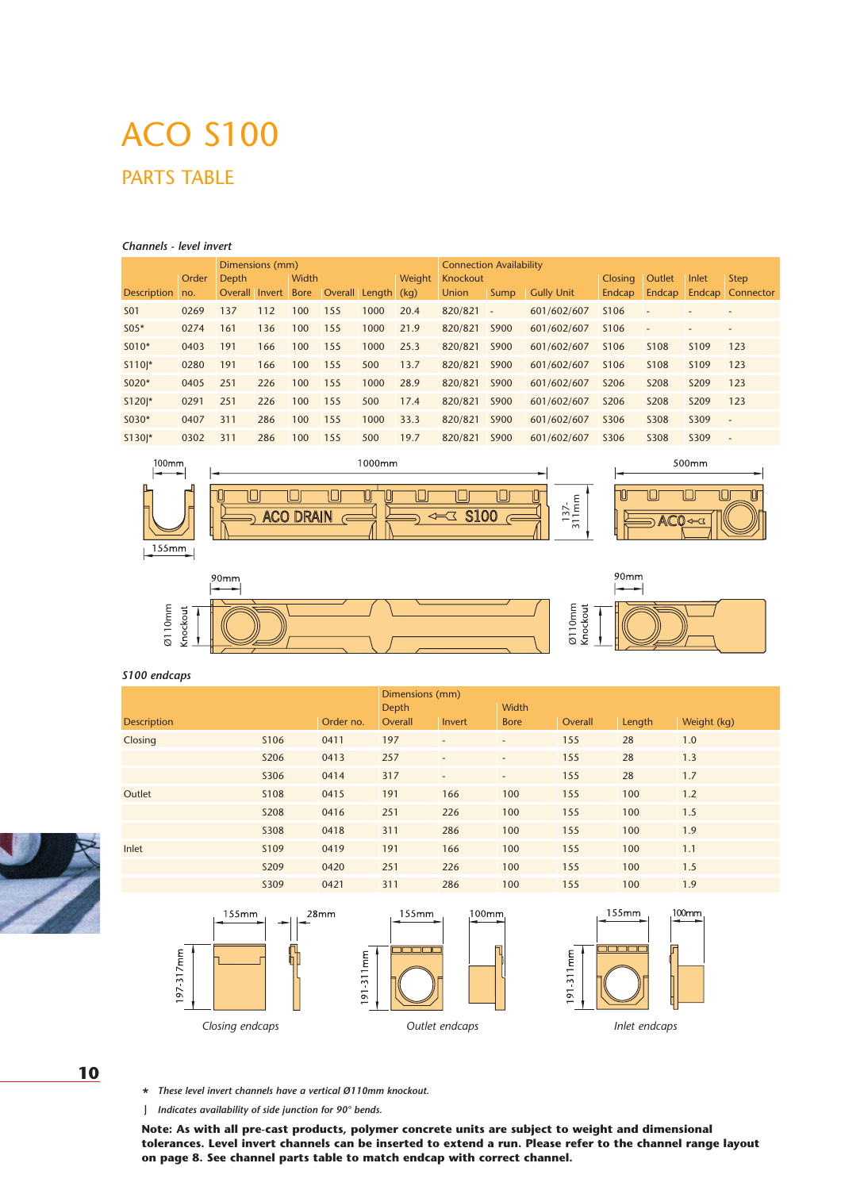# ACO S100

## PARTS TABLE

*Channels - level invert*

| Description | Order no. | Dimensions (mm) Depth Overall | Invert | Width Bore | Overall | Length | Weight (kg) | Connection Availability Knockout Union | Sump | Gully Unit | Closing Endcap | Outlet Endcap | Inlet Endcap | Step Connector |
|---|---|---|---|---|---|---|---|---|---|---|---|---|---|---|
| S01 | 0269 | 137 | 112 | 100 | 155 | 1000 | 20.4 | 820/821 | - | 601/602/607 | S106 | - | - | - |
| S05* | 0274 | 161 | 136 | 100 | 155 | 1000 | 21.9 | 820/821 | S900 | 601/602/607 | S106 | - | - | - |
| S010* | 0403 | 191 | 166 | 100 | 155 | 1000 | 25.3 | 820/821 | S900 | 601/602/607 | S106 | S108 | S109 | 123 |
| S110J* | 0280 | 191 | 166 | 100 | 155 | 500 | 13.7 | 820/821 | S900 | 601/602/607 | S106 | S108 | S109 | 123 |
| S020* | 0405 | 251 | 226 | 100 | 155 | 1000 | 28.9 | 820/821 | S900 | 601/602/607 | S206 | S208 | S209 | 123 |
| S120J* | 0291 | 251 | 226 | 100 | 155 | 500 | 17.4 | 820/821 | S900 | 601/602/607 | S206 | S208 | S209 | 123 |
| S030* | 0407 | 311 | 286 | 100 | 155 | 1000 | 33.3 | 820/821 | S900 | 601/602/607 | S306 | S308 | S309 | - |
| S130J* | 0302 | 311 | 286 | 100 | 155 | 500 | 19.7 | 820/821 | S900 | 601/602/607 | S306 | S308 | S309 | - |

*S100 endcaps*

| Description | | Order no. | Dimensions (mm) Depth Overall | Invert | Width Bore | Overall | Length | Weight (kg) |
|---|---|---|---|---|---|---|---|---|
| Closing | S106 | 0411 | 197 | - | - | 155 | 28 | 1.0 |
| | S206 | 0413 | 257 | - | - | 155 | 28 | 1.3 |
| | S306 | 0414 | 317 | - | - | 155 | 28 | 1.7 |
| Outlet | S108 | 0415 | 191 | 166 | 100 | 155 | 100 | 1.2 |
| | S208 | 0416 | 251 | 226 | 100 | 155 | 100 | 1.5 |
| | S308 | 0418 | 311 | 286 | 100 | 155 | 100 | 1.9 |
| Inlet | S109 | 0419 | 191 | 166 | 100 | 155 | 100 | 1.1 |
| | S209 | 0420 | 251 | 226 | 100 | 155 | 100 | 1.5 |
| | S309 | 0421 | 311 | 286 | 100 | 155 | 100 | 1.9 |

*Closing endcaps*　*Outlet endcaps*　*Inlet endcaps*

\* *These level invert channels have a vertical Ø110mm knockout.*

J *Indicates availability of side junction for 90° bends.*

**Note: As with all pre-cast products, polymer concrete units are subject to weight and dimensional tolerances. Level invert channels can be inserted to extend a run. Please refer to the channel range layout on page 8. See channel parts table to match endcap with correct channel.**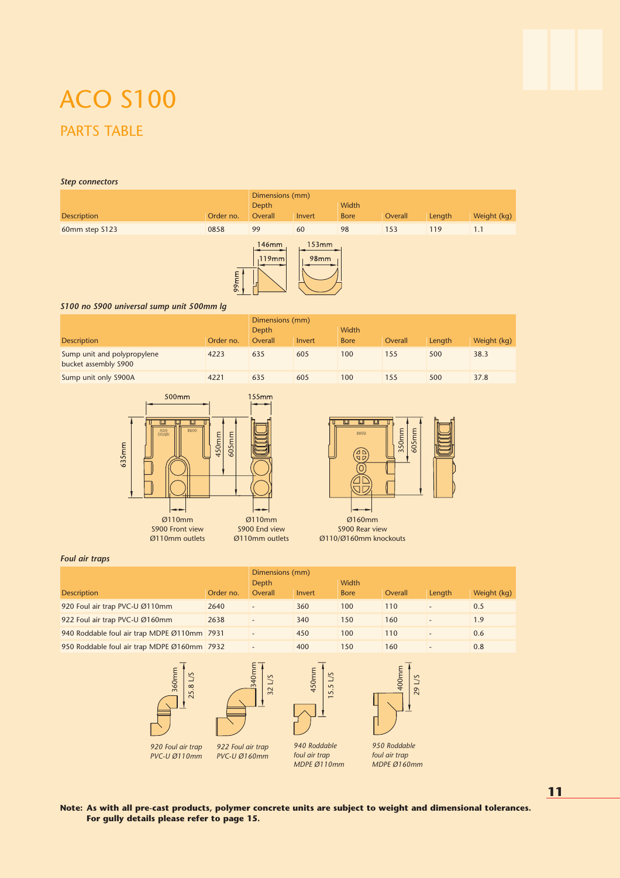# ACO S100

## PARTS TABLE

*Step connectors*

| | | Dimensions (mm) | | | | | |
|---|---|---|---|---|---|---|---|
| | | Depth | | Width | | | |
| Description | Order no. | Overall | Invert | Bore | Overall | Length | Weight (kg) |
| 60mm step S123 | 0858 | 99 | 60 | 98 | 153 | 119 | 1.1 |

146mm 119mm 99mm 153mm 98mm

*S100 no S900 universal sump unit 500mm lg*

| | | Dimensions (mm) | | | | | |
|---|---|---|---|---|---|---|---|
| | | Depth | | Width | | | |
| Description | Order no. | Overall | Invert | Bore | Overall | Length | Weight (kg) |
| Sump unit and polypropylene bucket assembly S900 | 4223 | 635 | 605 | 100 | 155 | 500 | 38.3 |
| Sump unit only S900A | 4221 | 635 | 605 | 100 | 155 | 500 | 37.8 |

500mm 155mm 635mm 450mm 605mm 350mm 605mm

Ø110mm
S900 Front view
Ø110mm outlets

Ø110mm
S900 End view
Ø110mm outlets

Ø160mm
S900 Rear view
Ø110/Ø160mm knockouts

*Foul air traps*

| | | Dimensions (mm) | | | | | |
|---|---|---|---|---|---|---|---|
| | | Depth | | Width | | | |
| Description | Order no. | Overall | Invert | Bore | Overall | Length | Weight (kg) |
| 920 Foul air trap PVC-U Ø110mm | 2640 | - | 360 | 100 | 110 | - | 0.5 |
| 922 Foul air trap PVC-U Ø160mm | 2638 | - | 340 | 150 | 160 | - | 1.9 |
| 940 Roddable foul air trap MDPE Ø110mm | 7931 | - | 450 | 100 | 110 | - | 0.6 |
| 950 Roddable foul air trap MDPE Ø160mm | 7932 | - | 400 | 150 | 160 | - | 0.8 |

360mm 25.8 L/S — *920 Foul air trap PVC-U Ø110mm*

340mm 32 L/S — *922 Foul air trap PVC-U Ø160mm*

450mm 15.5 L/S — *940 Roddable foul air trap MDPE Ø110mm*

400mm 29 L/S — *950 Roddable foul air trap MDPE Ø160mm*

**Note: As with all pre-cast products, polymer concrete units are subject to weight and dimensional tolerances.
For gully details please refer to page 15.**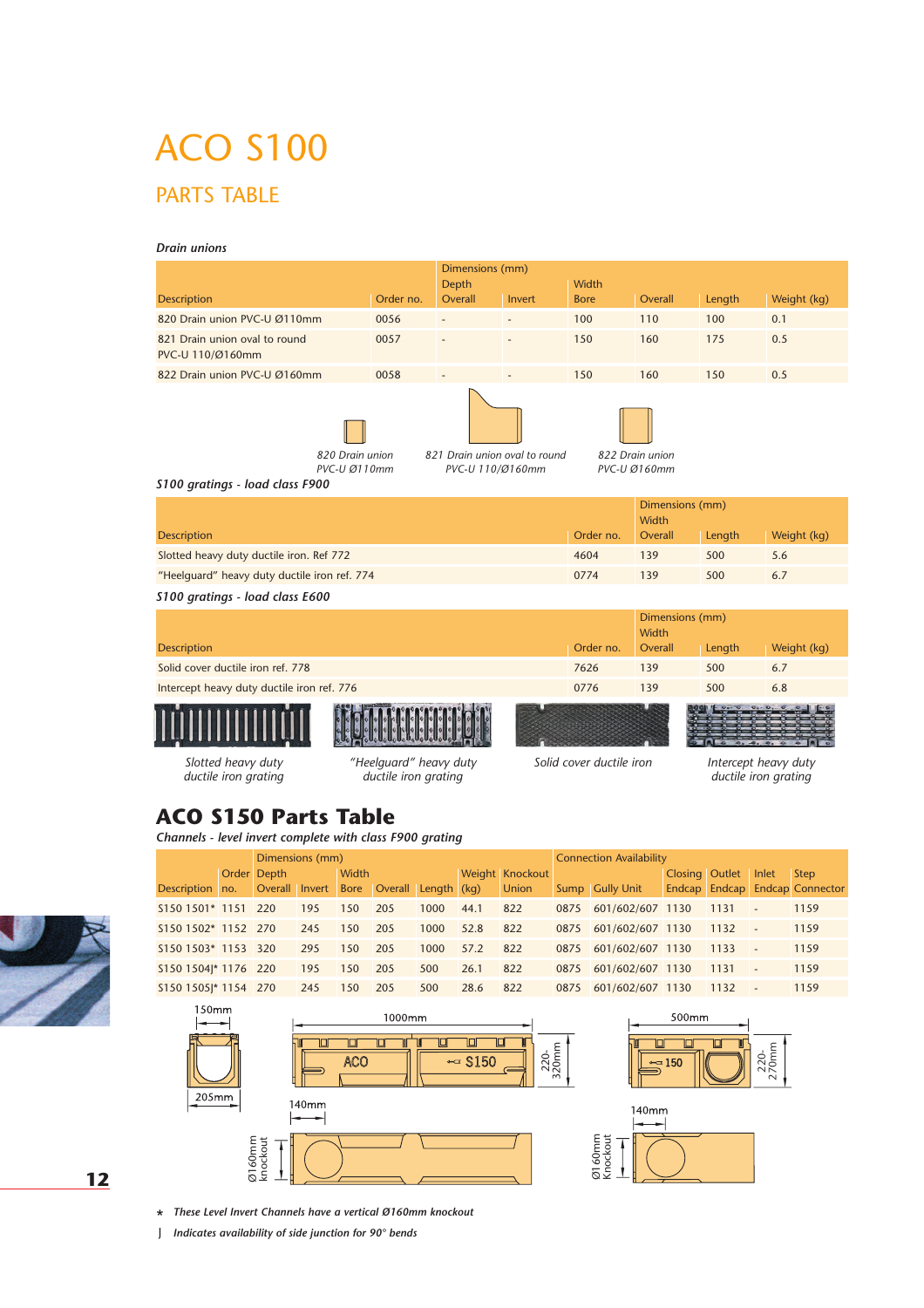# ACO S100

## PARTS TABLE

*Drain unions*

| Description | Order no. | Dimensions (mm) Depth Overall | Invert | Width Bore | Overall | Length | Weight (kg) |
|---|---|---|---|---|---|---|---|
| 820 Drain union PVC-U Ø110mm | 0056 | - | - | 100 | 110 | 100 | 0.1 |
| 821 Drain union oval to round PVC-U 110/Ø160mm | 0057 | - | - | 150 | 160 | 175 | 0.5 |
| 822 Drain union PVC-U Ø160mm | 0058 | - | - | 150 | 160 | 150 | 0.5 |

*820 Drain union PVC-U Ø110mm*

*821 Drain union oval to round PVC-U 110/Ø160mm*

*822 Drain union PVC-U Ø160mm*

*S100 gratings - load class F900*

| Description | Order no. | Dimensions (mm) Width Overall | Length | Weight (kg) |
|---|---|---|---|---|
| Slotted heavy duty ductile iron. Ref 772 | 4604 | 139 | 500 | 5.6 |
| "Heelguard" heavy duty ductile iron ref. 774 | 0774 | 139 | 500 | 6.7 |

*S100 gratings - load class E600*

| Description | Order no. | Dimensions (mm) Width Overall | Length | Weight (kg) |
|---|---|---|---|---|
| Solid cover ductile iron ref. 778 | 7626 | 139 | 500 | 6.7 |
| Intercept heavy duty ductile iron ref. 776 | 0776 | 139 | 500 | 6.8 |

*Slotted heavy duty ductile iron grating*

*"Heelguard" heavy duty ductile iron grating*

*Solid cover ductile iron*

*Intercept heavy duty ductile iron grating*

# ACO S150 Parts Table

*Channels - level invert complete with class F900 grating*

| Description | Order no. | Dimensions (mm) Depth Overall | Invert | Width Bore | Overall | Length | Weight (kg) | Knockout Union | Connection Availability Sump | Gully Unit | Closing Endcap | Outlet Endcap | Inlet Endcap | Step Connector |
|---|---|---|---|---|---|---|---|---|---|---|---|---|---|---|
| S150 1501* | 1151 | 220 | 195 | 150 | 205 | 1000 | 44.1 | 822 | 0875 | 601/602/607 | 1130 | 1131 | - | 1159 |
| S150 1502* | 1152 | 270 | 245 | 150 | 205 | 1000 | 52.8 | 822 | 0875 | 601/602/607 | 1130 | 1132 | - | 1159 |
| S150 1503* | 1153 | 320 | 295 | 150 | 205 | 1000 | 57.2 | 822 | 0875 | 601/602/607 | 1130 | 1133 | - | 1159 |
| S150 1504]* | 1176 | 220 | 195 | 150 | 205 | 500 | 26.1 | 822 | 0875 | 601/602/607 | 1130 | 1131 | - | 1159 |
| S150 1505]* | 1154 | 270 | 245 | 150 | 205 | 500 | 28.6 | 822 | 0875 | 601/602/607 | 1130 | 1132 | - | 1159 |

150mm

205mm

1000mm

220-320mm

140mm

Ø160mm knockout

500mm

220-270mm

140mm

Ø160mm Knockout

\* *These Level Invert Channels have a vertical Ø160mm knockout*

] *Indicates availability of side junction for 90° bends*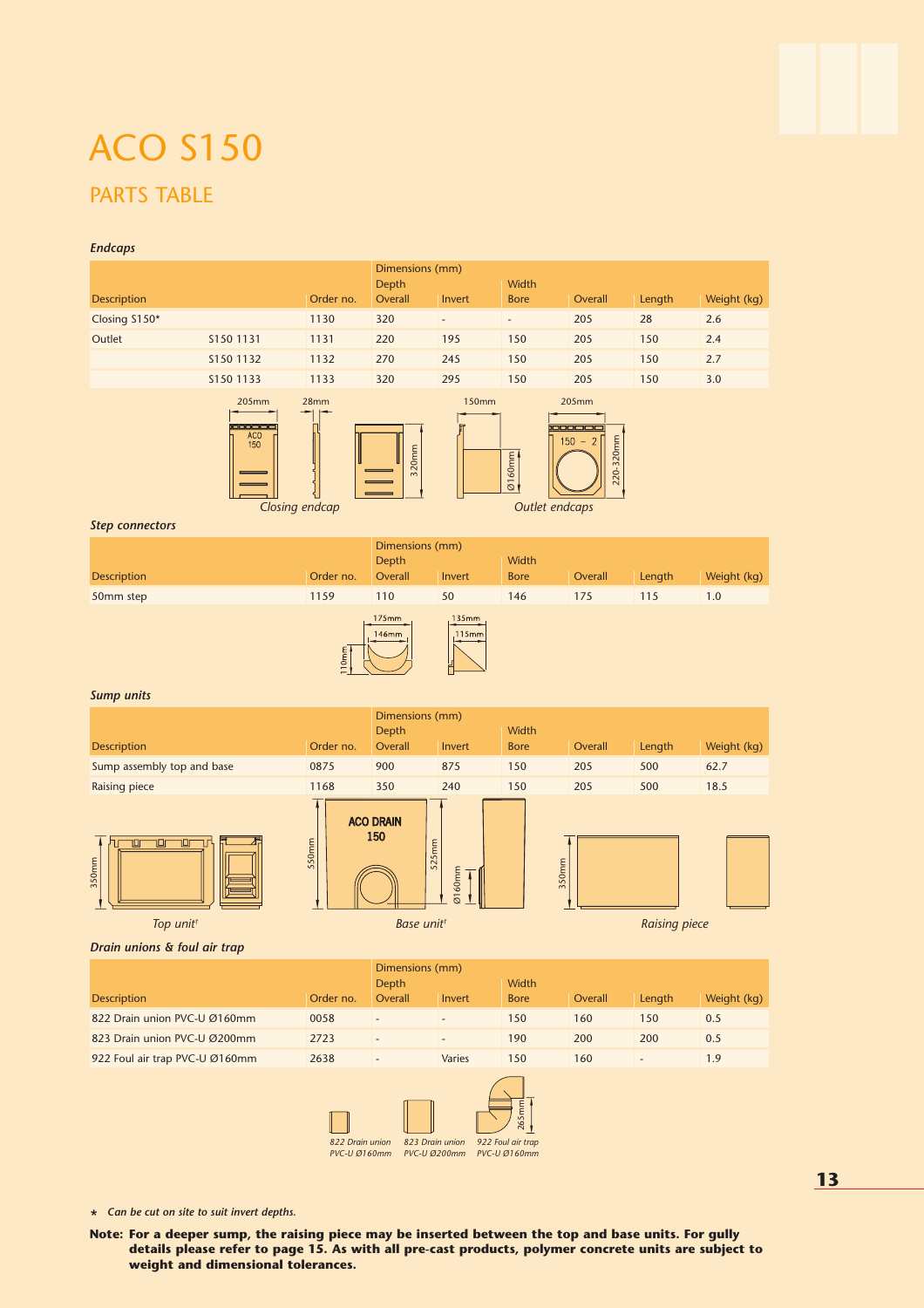# ACO S150

## PARTS TABLE

### *Endcaps*

| Description | | Order no. | Dimensions (mm) Depth Overall | Invert | Width Bore | Overall | Length | Weight (kg) |
|---|---|---|---|---|---|---|---|---|
| Closing S150* | | 1130 | 320 | - | - | 205 | 28 | 2.6 |
| Outlet | S150 1131 | 1131 | 220 | 195 | 150 | 205 | 150 | 2.4 |
| | S150 1132 | 1132 | 270 | 245 | 150 | 205 | 150 | 2.7 |
| | S150 1133 | 1133 | 320 | 295 | 150 | 205 | 150 | 3.0 |

*Closing endcap*

*Outlet endcaps*

### *Step connectors*

| Description | Order no. | Dimensions (mm) Depth Overall | Invert | Width Bore | Overall | Length | Weight (kg) |
|---|---|---|---|---|---|---|---|
| 50mm step | 1159 | 110 | 50 | 146 | 175 | 115 | 1.0 |

### *Sump units*

| Description | Order no. | Dimensions (mm) Depth Overall | Invert | Width Bore | Overall | Length | Weight (kg) |
|---|---|---|---|---|---|---|---|
| Sump assembly top and base | 0875 | 900 | 875 | 150 | 205 | 500 | 62.7 |
| Raising piece | 1168 | 350 | 240 | 150 | 205 | 500 | 18.5 |

*Top unit†*

*Base unit†*

*Raising piece*

### *Drain unions & foul air trap*

| Description | Order no. | Dimensions (mm) Depth Overall | Invert | Width Bore | Overall | Length | Weight (kg) |
|---|---|---|---|---|---|---|---|
| 822 Drain union PVC-U Ø160mm | 0058 | - | - | 150 | 160 | 150 | 0.5 |
| 823 Drain union PVC-U Ø200mm | 2723 | - | - | 190 | 200 | 200 | 0.5 |
| 922 Foul air trap PVC-U Ø160mm | 2638 | - | Varies | 150 | 160 | - | 1.9 |

*822 Drain union PVC-U Ø160mm*

*823 Drain union PVC-U Ø200mm*

*922 Foul air trap PVC-U Ø160mm*

\* *Can be cut on site to suit invert depths.*

**Note: For a deeper sump, the raising piece may be inserted between the top and base units. For gully details please refer to page 15. As with all pre-cast products, polymer concrete units are subject to weight and dimensional tolerances.**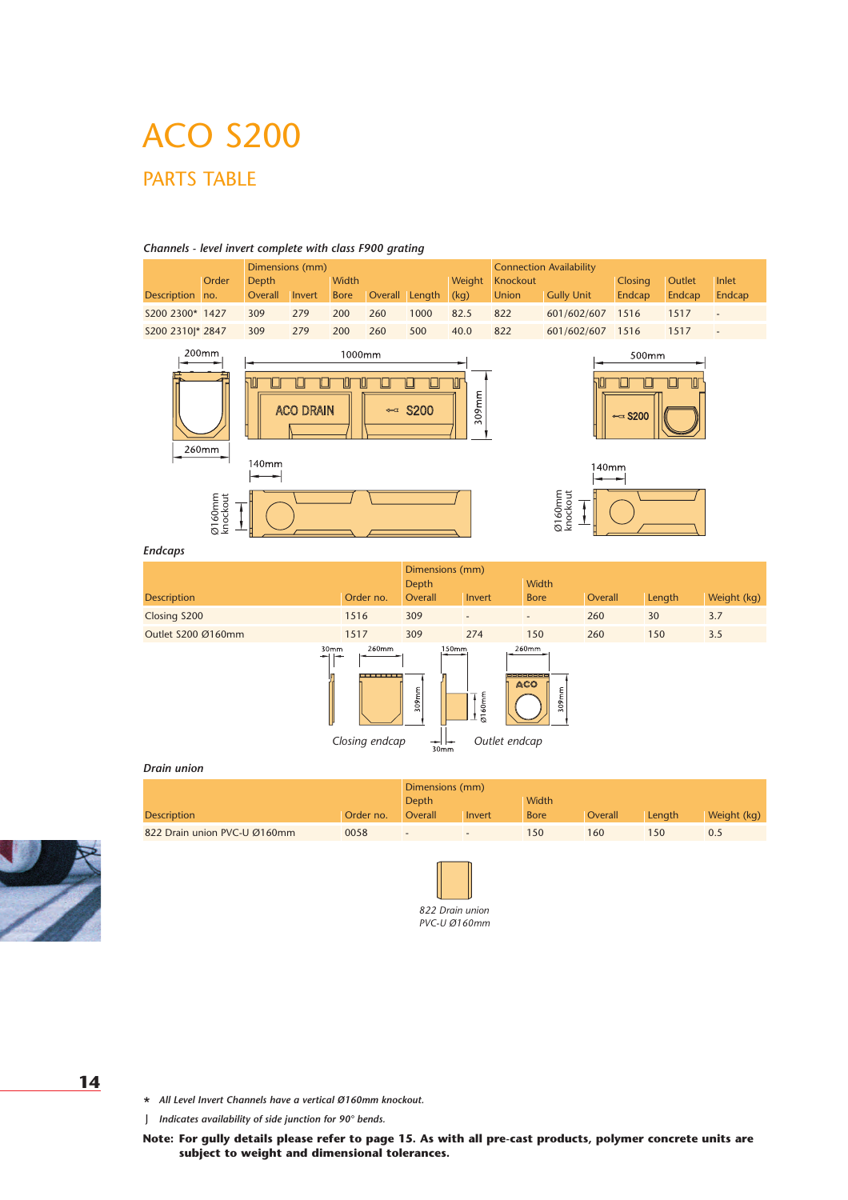# ACO S200

## PARTS TABLE

### *Channels - level invert complete with class F900 grating*

| | | Dimensions (mm) | | | | | | Connection Availability | | | | |
|---|---|---|---|---|---|---|---|---|---|---|---|---|
| | Order | Depth | | Width | | | Weight | Knockout | | Closing | Outlet | Inlet |
| Description | no. | Overall | Invert | Bore | Overall | Length | (kg) | Union | Gully Unit | Endcap | Endcap | Endcap |
| S200 2300* | 1427 | 309 | 279 | 200 | 260 | 1000 | 82.5 | 822 | 601/602/607 | 1516 | 1517 | - |
| S200 2310ǀ* | 2847 | 309 | 279 | 200 | 260 | 500 | 40.0 | 822 | 601/602/607 | 1516 | 1517 | - |

### *Endcaps*

| | | Dimensions (mm) | | | | | |
|---|---|---|---|---|---|---|---|
| | | Depth | | Width | | | |
| Description | Order no. | Overall | Invert | Bore | Overall | Length | Weight (kg) |
| Closing S200 | 1516 | 309 | - | - | 260 | 30 | 3.7 |
| Outlet S200 Ø160mm | 1517 | 309 | 274 | 150 | 260 | 150 | 3.5 |

*Closing endcap* *Outlet endcap*

### *Drain union*

| | | Dimensions (mm) | | | | | |
|---|---|---|---|---|---|---|---|
| | | Depth | | Width | | | |
| Description | Order no. | Overall | Invert | Bore | Overall | Length | Weight (kg) |
| 822 Drain union PVC-U Ø160mm | 0058 | - | - | 150 | 160 | 150 | 0.5 |

*822 Drain union PVC-U Ø160mm*

\* *All Level Invert Channels have a vertical Ø160mm knockout.*

ǀ *Indicates availability of side junction for 90° bends.*

**Note: For gully details please refer to page 15. As with all pre-cast products, polymer concrete units are subject to weight and dimensional tolerances.**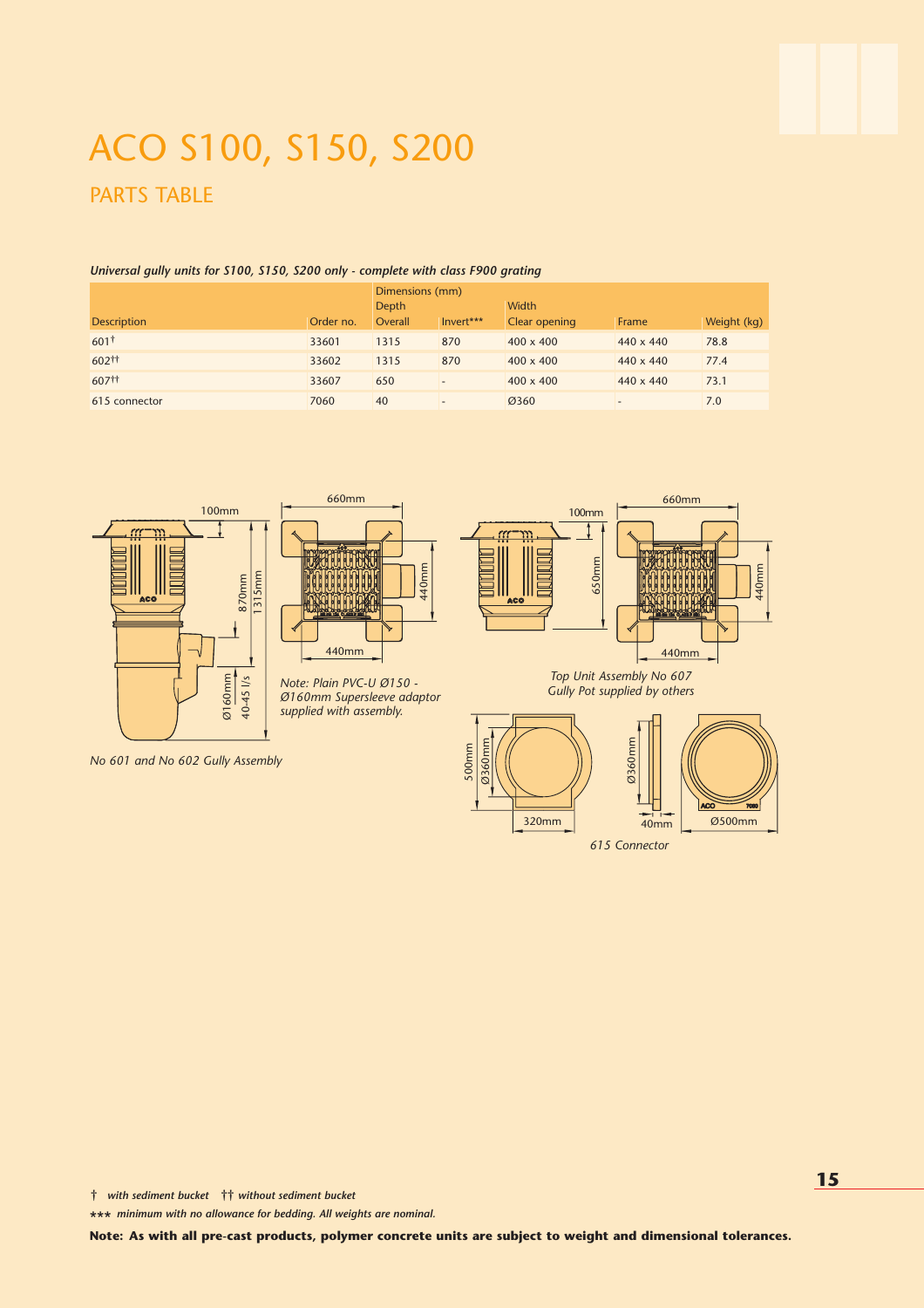# ACO S100, S150, S200

## PARTS TABLE

***Universal gully units for S100, S150, S200 only - complete with class F900 grating***

| | | Dimensions (mm) | | | | |
|---|---|---|---|---|---|---|
| | | Depth | | Width | | |
| Description | Order no. | Overall | Invert*** | Clear opening | Frame | Weight (kg) |
| 601† | 33601 | 1315 | 870 | 400 x 400 | 440 x 440 | 78.8 |
| 602†† | 33602 | 1315 | 870 | 400 x 400 | 440 x 440 | 77.4 |
| 607†† | 33607 | 650 | - | 400 x 400 | 440 x 440 | 73.1 |
| 615 connector | 7060 | 40 | - | Ø360 | - | 7.0 |

*No 601 and No 602 Gully Assembly*

*Note: Plain PVC-U Ø150 - Ø160mm Supersleeve adaptor supplied with assembly.*

*Top Unit Assembly No 607*
*Gully Pot supplied by others*

*615 Connector*

† *with sediment bucket* †† *without sediment bucket*

*** *minimum with no allowance for bedding. All weights are nominal.*

**Note: As with all pre-cast products, polymer concrete units are subject to weight and dimensional tolerances.**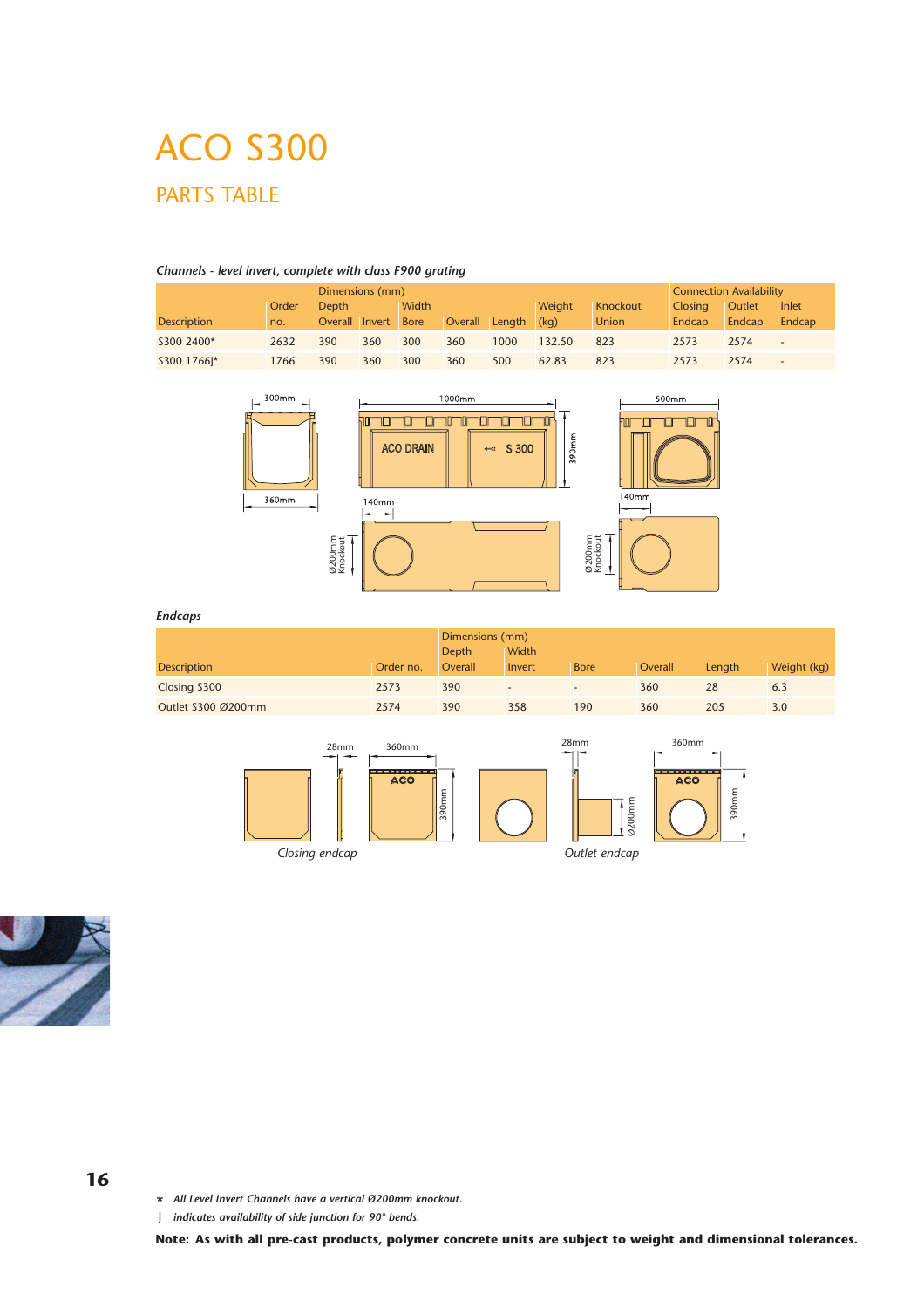# ACO S300

## PARTS TABLE

*Channels - level invert, complete with class F900 grating*

| Description | Order no. | Dimensions (mm) Depth Overall | Invert | Width Bore | Overall | Length | Weight (kg) | Knockout Union | Connection Availability Closing Endcap | Outlet Endcap | Inlet Endcap |
|---|---|---|---|---|---|---|---|---|---|---|---|
| S300 2400* | 2632 | 390 | 360 | 300 | 360 | 1000 | 132.50 | 823 | 2573 | 2574 | - |
| S300 1766J* | 1766 | 390 | 360 | 300 | 360 | 500 | 62.83 | 823 | 2573 | 2574 | - |

*Endcaps*

| Description | Order no. | Dimensions (mm) Depth Overall | Width Invert | Bore | Overall | Length | Weight (kg) |
|---|---|---|---|---|---|---|---|
| Closing S300 | 2573 | 390 | - | - | 360 | 28 | 6.3 |
| Outlet S300 Ø200mm | 2574 | 390 | 358 | 190 | 360 | 205 | 3.0 |

Closing endcap

Outlet endcap

* *All Level Invert Channels have a vertical Ø200mm knockout.*

J *indicates availability of side junction for 90° bends.*

**Note: As with all pre-cast products, polymer concrete units are subject to weight and dimensional tolerances.**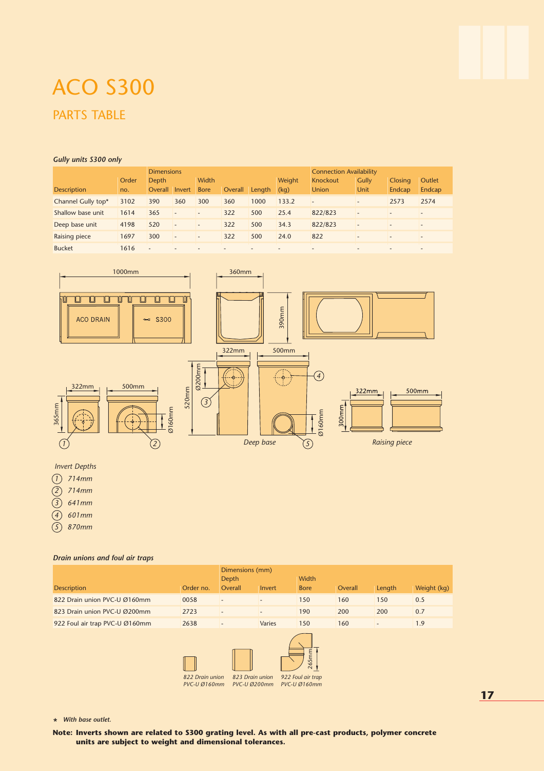# ACO S300

## PARTS TABLE

### *Gully units S300 only*

| | | Dimensions | | | | | | Connection Availability | | | |
|---|---|---|---|---|---|---|---|---|---|---|---|
| | Order | Depth | | Width | | | Weight | Knockout | Gully | Closing | Outlet |
| Description | no. | Overall | Invert | Bore | Overall | Length | (kg) | Union | Unit | Endcap | Endcap |
| Channel Gully top* | 3102 | 390 | 360 | 300 | 360 | 1000 | 133.2 | - | - | 2573 | 2574 |
| Shallow base unit | 1614 | 365 | - | - | 322 | 500 | 25.4 | 822/823 | - | - | - |
| Deep base unit | 4198 | 520 | - | - | 322 | 500 | 34.3 | 822/823 | - | - | - |
| Raising piece | 1697 | 300 | - | - | 322 | 500 | 24.0 | 822 | - | - | - |
| Bucket | 1616 | - | - | - | - | - | - | - | - | - | - |

*Invert Depths*

1. *714mm*
2. *714mm*
3. *641mm*
4. *601mm*
5. *870mm*

### *Drain unions and foul air traps*

| | | Dimensions (mm) | | | | | |
|---|---|---|---|---|---|---|---|
| | | Depth | | Width | | | |
| Description | Order no. | Overall | Invert | Bore | Overall | Length | Weight (kg) |
| 822 Drain union PVC-U Ø160mm | 0058 | - | - | 150 | 160 | 150 | 0.5 |
| 823 Drain union PVC-U Ø200mm | 2723 | - | - | 190 | 200 | 200 | 0.7 |
| 922 Foul air trap PVC-U Ø160mm | 2638 | - | Varies | 150 | 160 | - | 1.9 |

*822 Drain union PVC-U Ø160mm* — *823 Drain union PVC-U Ø200mm* — *922 Foul air trap PVC-U Ø160mm*

★ ***With base outlet.***

**Note: Inverts shown are related to S300 grating level. As with all pre-cast products, polymer concrete units are subject to weight and dimensional tolerances.**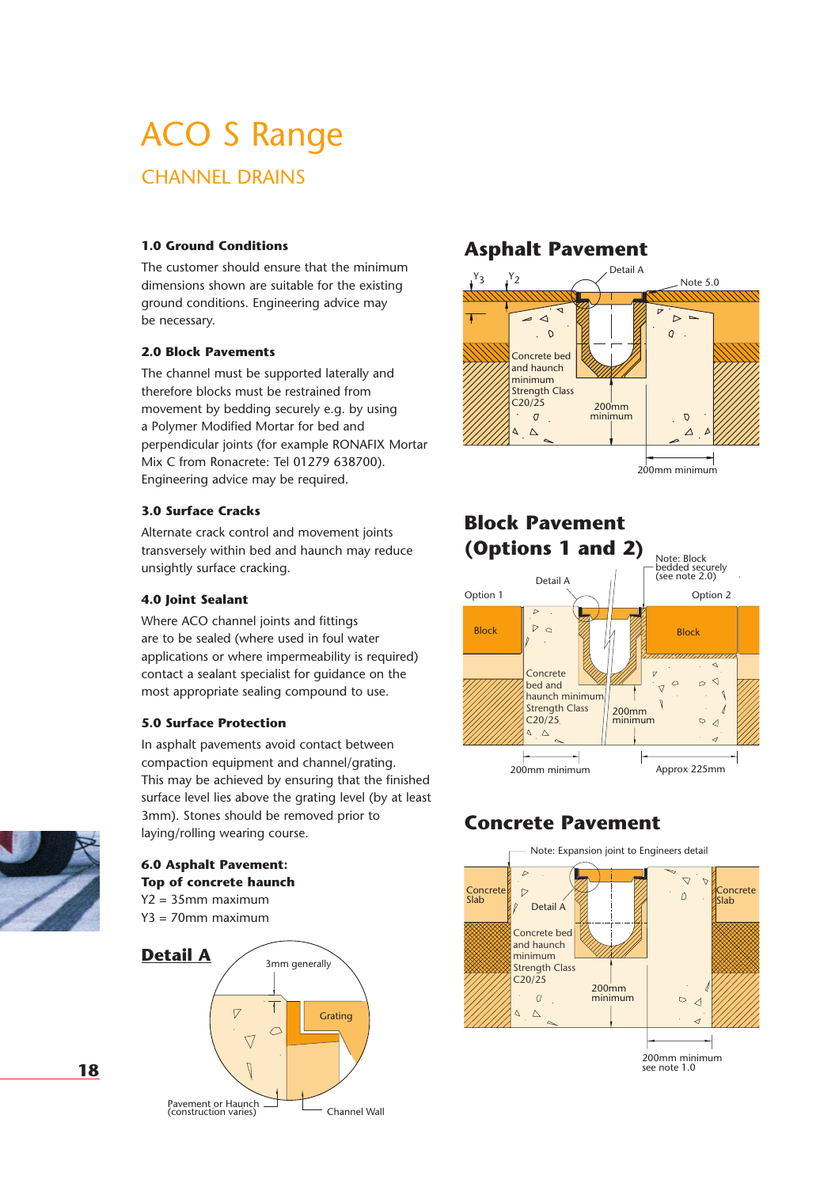# ACO S Range

## CHANNEL DRAINS

### 1.0 Ground Conditions

The customer should ensure that the minimum dimensions shown are suitable for the existing ground conditions. Engineering advice may be necessary.

### 2.0 Block Pavements

The channel must be supported laterally and therefore blocks must be restrained from movement by bedding securely e.g. by using a Polymer Modified Mortar for bed and perpendicular joints (for example RONAFIX Mortar Mix C from Ronacrete: Tel 01279 638700). Engineering advice may be required.

### 3.0 Surface Cracks

Alternate crack control and movement joints transversely within bed and haunch may reduce unsightly surface cracking.

### 4.0 Joint Sealant

Where ACO channel joints and fittings are to be sealed (where used in foul water applications or where impermeability is required) contact a sealant specialist for guidance on the most appropriate sealing compound to use.

### 5.0 Surface Protection

In asphalt pavements avoid contact between compaction equipment and channel/grating. This may be achieved by ensuring that the finished surface level lies above the grating level (by at least 3mm). Stones should be removed prior to laying/rolling wearing course.

### 6.0 Asphalt Pavement: Top of concrete haunch

$Y_2$ = 35mm maximum
$Y_3$ = 70mm maximum

## Detail A

3mm generally

Grating

Pavement or Haunch (construction varies)

Channel Wall

## Asphalt Pavement

$Y_3$ $Y_2$ Detail A Note 5.0

Concrete bed and haunch minimum Strength Class C20/25

200mm minimum

200mm minimum

## Block Pavement (Options 1 and 2)

Note: Block bedded securely (see note 2.0)

Detail A

Option 1 Option 2

Block Block

Concrete bed and haunch minimum Strength Class C20/25

200mm minimum

200mm minimum Approx 225mm

## Concrete Pavement

Note: Expansion joint to Engineers detail

Concrete Slab Concrete Slab

Detail A

Concrete bed and haunch minimum Strength Class C20/25

200mm minimum

200mm minimum see note 1.0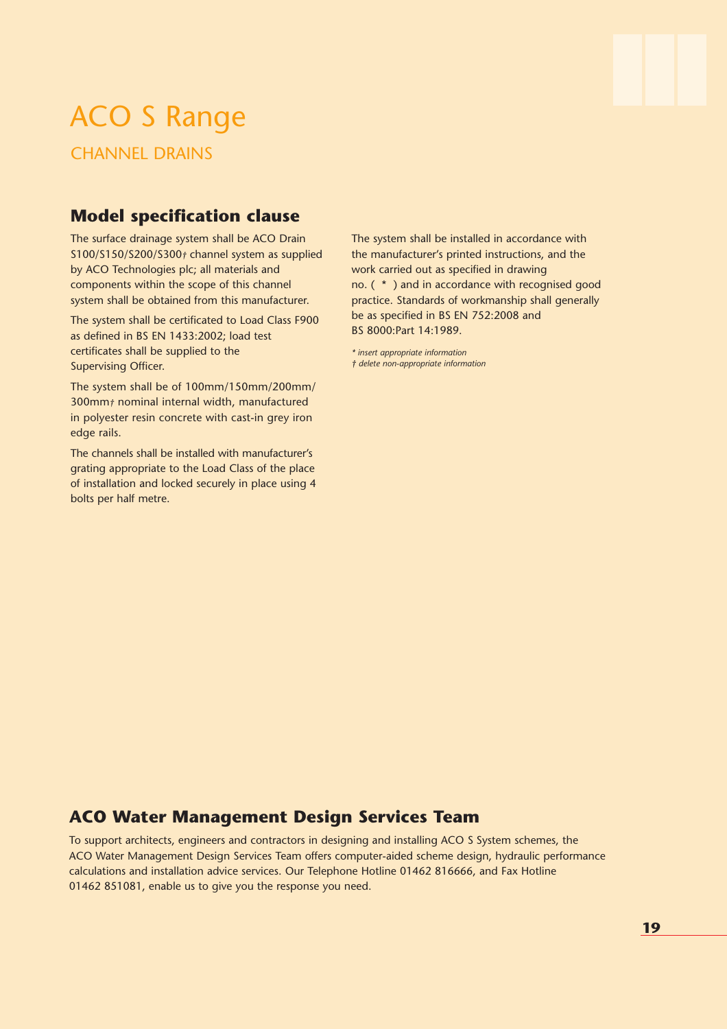# ACO S Range

## CHANNEL DRAINS

### Model specification clause

The surface drainage system shall be ACO Drain S100/S150/S200/S300† channel system as supplied by ACO Technologies plc; all materials and components within the scope of this channel system shall be obtained from this manufacturer.

The system shall be certificated to Load Class F900 as defined in BS EN 1433:2002; load test certificates shall be supplied to the Supervising Officer.

The system shall be of 100mm/150mm/200mm/300mm† nominal internal width, manufactured in polyester resin concrete with cast-in grey iron edge rails.

The channels shall be installed with manufacturer's grating appropriate to the Load Class of the place of installation and locked securely in place using 4 bolts per half metre.

The system shall be installed in accordance with the manufacturer's printed instructions, and the work carried out as specified in drawing no. ( * ) and in accordance with recognised good practice. Standards of workmanship shall generally be as specified in BS EN 752:2008 and BS 8000:Part 14:1989.

*\* insert appropriate information*
*† delete non-appropriate information*

### ACO Water Management Design Services Team

To support architects, engineers and contractors in designing and installing ACO S System schemes, the ACO Water Management Design Services Team offers computer-aided scheme design, hydraulic performance calculations and installation advice services. Our Telephone Hotline 01462 816666, and Fax Hotline 01462 851081, enable us to give you the response you need.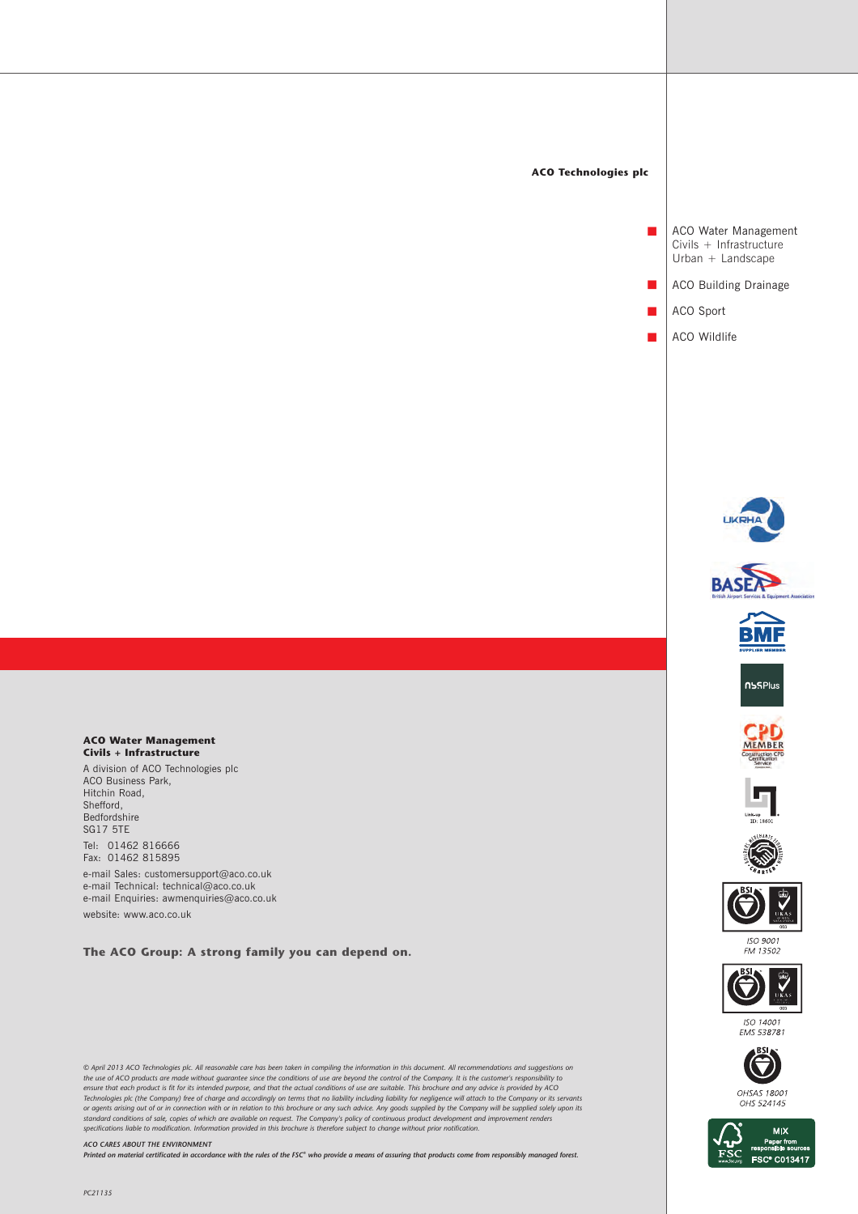**ACO Technologies plc**

- ACO Water Management  
  Civils + Infrastructure  
  Urban + Landscape
- ACO Building Drainage
- ACO Sport
- ACO Wildlife

UKRHA

BASEA  
British Airport Services & Equipment Association

BMF  
SUPPLIER MEMBER

nssPlus

CPD MEMBER  
Construction CPD Certification Service

Link-up  
ID: 18601

BUILDERS MERCHANTS FEDERATION CHARTER

BSI UKAS  
ISO 9001  
FM 13502

BSI UKAS  
ISO 14001  
EMS 538781

BSI  
OHSAS 18001  
OHS 524145

FSC MIX  
Paper from responsible sources  
FSC® C013417  
www.fsc.org

**ACO Water Management**  
**Civils + Infrastructure**

A division of ACO Technologies plc  
ACO Business Park,  
Hitchin Road,  
Shefford,  
Bedfordshire  
SG17 5TE

Tel: 01462 816666  
Fax: 01462 815895

e-mail Sales: customersupport@aco.co.uk  
e-mail Technical: technical@aco.co.uk  
e-mail Enquiries: awmenquiries@aco.co.uk

website: www.aco.co.uk

**The ACO Group: A strong family you can depend on.**

*© April 2013 ACO Technologies plc. All reasonable care has been taken in compiling the information in this document. All recommendations and suggestions on the use of ACO products are made without guarantee since the conditions of use are beyond the control of the Company. It is the customer's responsibility to ensure that each product is fit for its intended purpose, and that the actual conditions of use are suitable. This brochure and any advice is provided by ACO Technologies plc (the Company) free of charge and accordingly on terms that no liability including liability for negligence will attach to the Company or its servants or agents arising out of or in connection with or in relation to this brochure or any such advice. Any goods supplied by the Company will be supplied solely upon its standard conditions of sale, copies of which are available on request. The Company's policy of continuous product development and improvement renders specifications liable to modification. Information provided in this brochure is therefore subject to change without prior notification.*

*ACO CARES ABOUT THE ENVIRONMENT*  
***Printed on material certificated in accordance with the rules of the FSC® who provide a means of assuring that products come from responsibly managed forest.***

*PC21135*